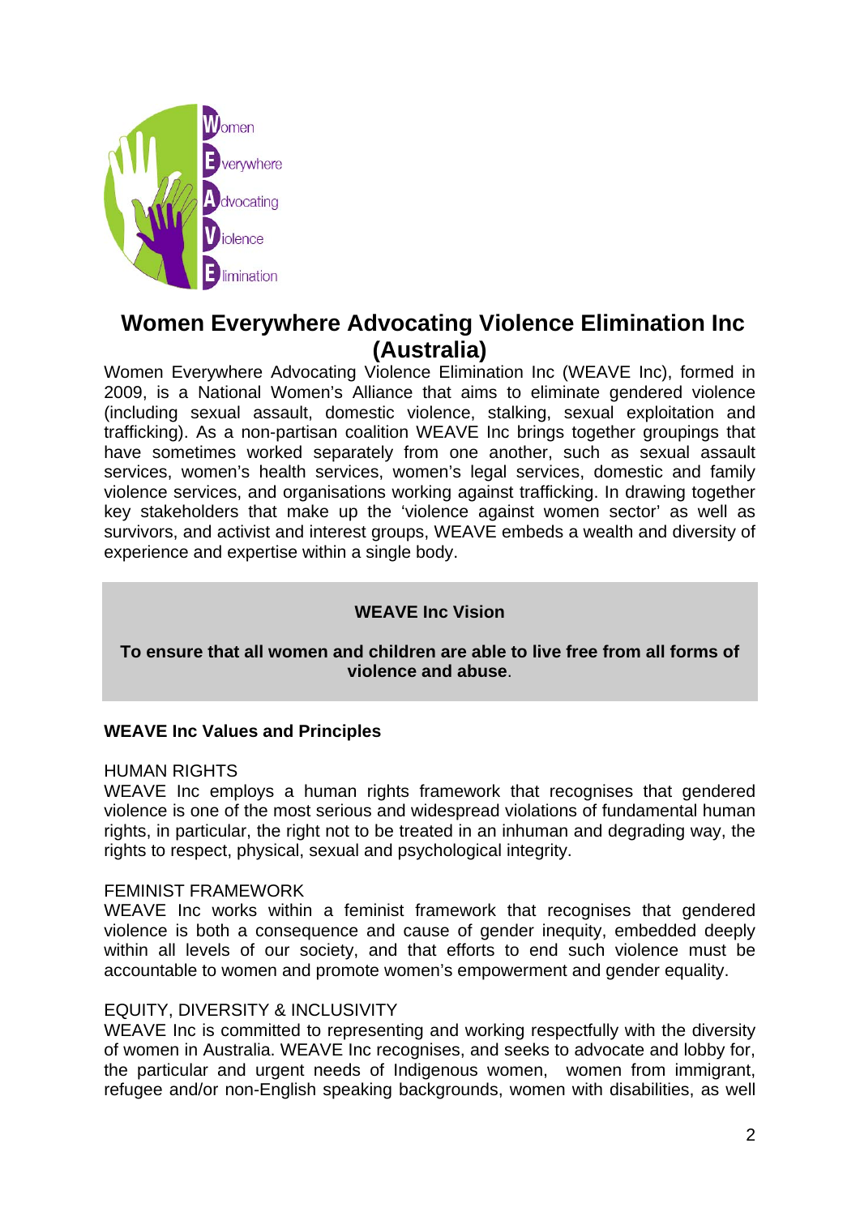# Women Everywhere Advocating Violence Elimination Inc (Australia)

Women Everywhere Advocating Violence Elimination Inc (WEAVE Inc), formed in 2009, is a National Women's Alliance that aims to eliminate gendered violence (including sexual assault, domestic violence, stalking, sexual exploitation and trafficking). As a non-partisan coalition WEAVE Inc brings together groupings that have sometimes worked separately from one another, such as sexual assault services, women's health services, women's legal services, domestic and family violence services, and organisations working against trafficking. In drawing together key stakeholders that make up the 'violence against women sector' as well as survivors, and activist and interest groups, WEAVE embeds a wealth and diversity of experience and expertise within a single body.

**WEAVE Inc Vision**

**To ensure that all women and children are able to live free from all forms of violence and abuse**.

**WEAVE Inc Values and Principles**

HUMAN RIGHTS

WEAVE Inc employs a human rights framework that recognises that gendered violence is one of the most serious and widespread violations of fundamental human rights, in particular, the right not to be treated in an inhuman and degrading way, the rights to respect, physical, sexual and psychological integrity.

FEMINIST FRAMEWORK

WEAVE Inc works within a feminist framework that recognises that gendered violence is both a consequence and cause of gender inequity, embedded deeply within all levels of our society, and that efforts to end such violence must be accountable to women and promote women's empowerment and gender equality.

EQUITY, DIVERSITY & INCLUSIVITY

WEAVE Inc is committed to representing and working respectfully with the diversity of women in Australia. WEAVE Inc recognises, and seeks to advocate and lobby for, the particular and urgent needs of Indigenous women, women from immigrant, refugee and/or non-English speaking backgrounds, women with disabilities, as well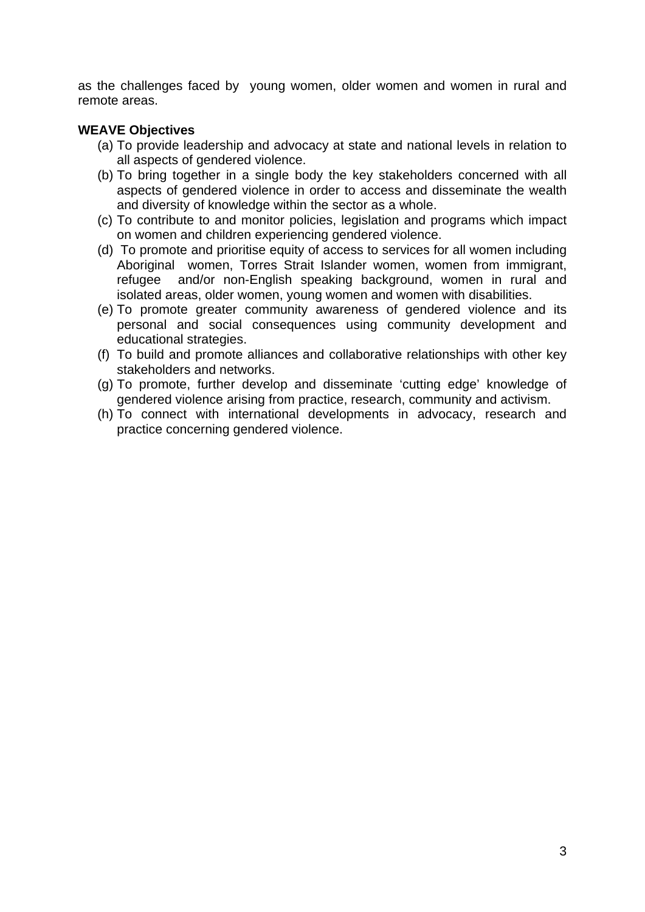as the challenges faced by young women, older women and women in rural and remote areas.

**WEAVE Objectives**

(a) To provide leadership and advocacy at state and national levels in relation to all aspects of gendered violence.

(b) To bring together in a single body the key stakeholders concerned with all aspects of gendered violence in order to access and disseminate the wealth and diversity of knowledge within the sector as a whole.

(c) To contribute to and monitor policies, legislation and programs which impact on women and children experiencing gendered violence.

(d) To promote and prioritise equity of access to services for all women including Aboriginal women, Torres Strait Islander women, women from immigrant, refugee and/or non-English speaking background, women in rural and isolated areas, older women, young women and women with disabilities.

(e) To promote greater community awareness of gendered violence and its personal and social consequences using community development and educational strategies.

(f) To build and promote alliances and collaborative relationships with other key stakeholders and networks.

(g) To promote, further develop and disseminate 'cutting edge' knowledge of gendered violence arising from practice, research, community and activism.

(h) To connect with international developments in advocacy, research and practice concerning gendered violence.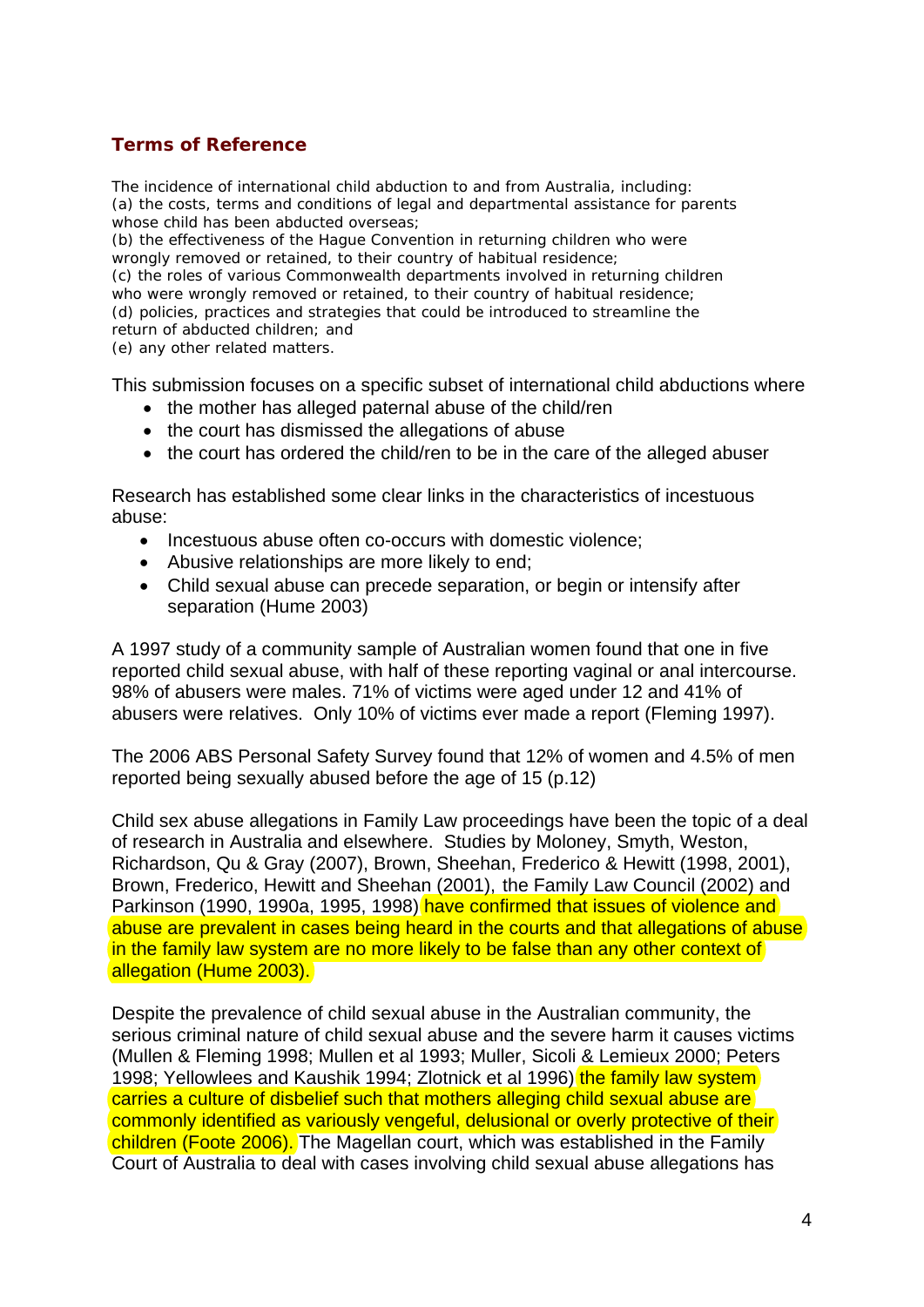## Terms of Reference

The incidence of international child abduction to and from Australia, including:
(a) the costs, terms and conditions of legal and departmental assistance for parents whose child has been abducted overseas;
(b) the effectiveness of the Hague Convention in returning children who were wrongly removed or retained, to their country of habitual residence;
(c) the roles of various Commonwealth departments involved in returning children who were wrongly removed or retained, to their country of habitual residence;
(d) policies, practices and strategies that could be introduced to streamline the return of abducted children; and
(e) any other related matters.

This submission focuses on a specific subset of international child abductions where

- the mother has alleged paternal abuse of the child/ren
- the court has dismissed the allegations of abuse
- the court has ordered the child/ren to be in the care of the alleged abuser

Research has established some clear links in the characteristics of incestuous abuse:

- Incestuous abuse often co-occurs with domestic violence;
- Abusive relationships are more likely to end;
- Child sexual abuse can precede separation, or begin or intensify after separation (Hume 2003)

A 1997 study of a community sample of Australian women found that one in five reported child sexual abuse, with half of these reporting vaginal or anal intercourse. 98% of abusers were males. 71% of victims were aged under 12 and 41% of abusers were relatives. Only 10% of victims ever made a report (Fleming 1997).

The 2006 ABS Personal Safety Survey found that 12% of women and 4.5% of men reported being sexually abused before the age of 15 (p.12)

Child sex abuse allegations in Family Law proceedings have been the topic of a deal of research in Australia and elsewhere. Studies by Moloney, Smyth, Weston, Richardson, Qu & Gray (2007), Brown, Sheehan, Frederico & Hewitt (1998, 2001), Brown, Frederico, Hewitt and Sheehan (2001), the Family Law Council (2002) and Parkinson (1990, 1990a, 1995, 1998) have confirmed that issues of violence and abuse are prevalent in cases being heard in the courts and that allegations of abuse in the family law system are no more likely to be false than any other context of allegation (Hume 2003).

Despite the prevalence of child sexual abuse in the Australian community, the serious criminal nature of child sexual abuse and the severe harm it causes victims (Mullen & Fleming 1998; Mullen et al 1993; Muller, Sicoli & Lemieux 2000; Peters 1998; Yellowlees and Kaushik 1994; Zlotnick et al 1996) the family law system carries a culture of disbelief such that mothers alleging child sexual abuse are commonly identified as variously vengeful, delusional or overly protective of their children (Foote 2006). The Magellan court, which was established in the Family Court of Australia to deal with cases involving child sexual abuse allegations has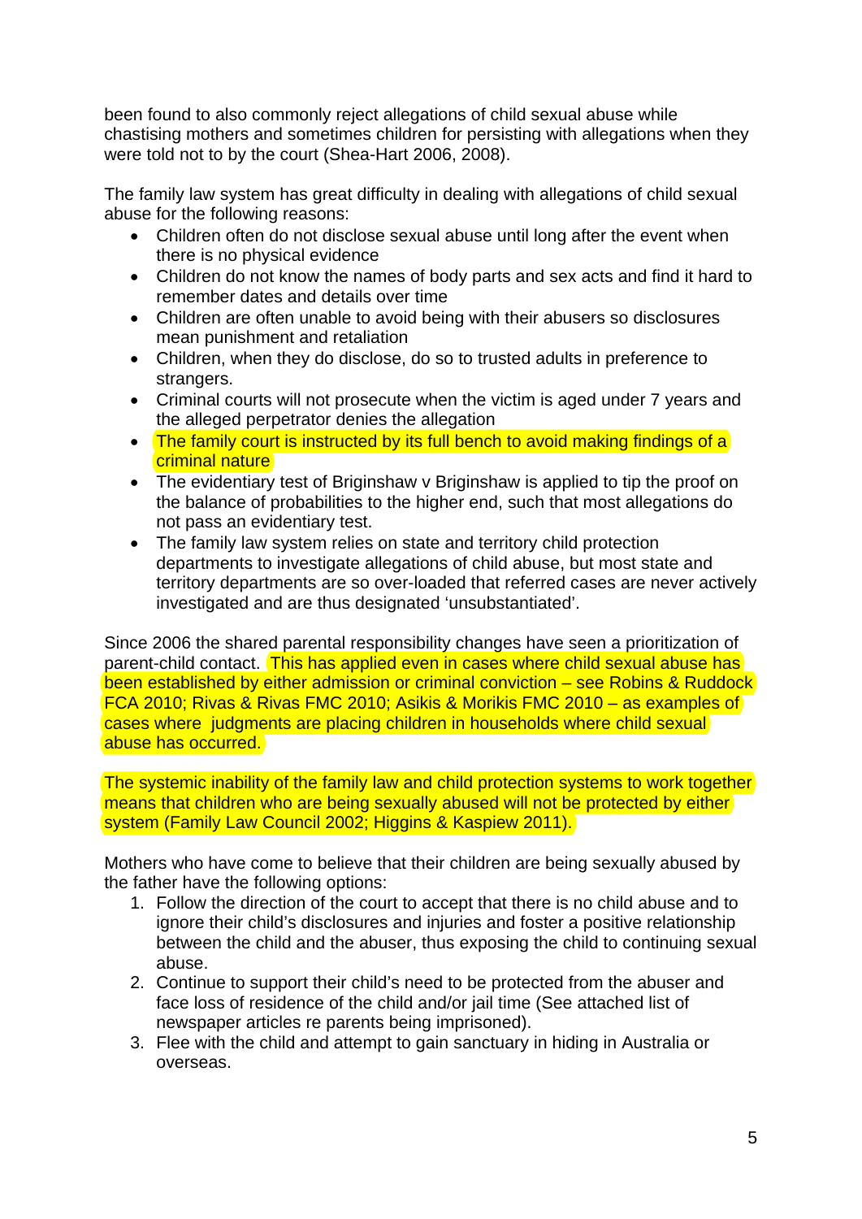been found to also commonly reject allegations of child sexual abuse while chastising mothers and sometimes children for persisting with allegations when they were told not to by the court (Shea-Hart 2006, 2008).

The family law system has great difficulty in dealing with allegations of child sexual abuse for the following reasons:

- Children often do not disclose sexual abuse until long after the event when there is no physical evidence
- Children do not know the names of body parts and sex acts and find it hard to remember dates and details over time
- Children are often unable to avoid being with their abusers so disclosures mean punishment and retaliation
- Children, when they do disclose, do so to trusted adults in preference to strangers.
- Criminal courts will not prosecute when the victim is aged under 7 years and the alleged perpetrator denies the allegation
- The family court is instructed by its full bench to avoid making findings of a criminal nature
- The evidentiary test of Briginshaw v Briginshaw is applied to tip the proof on the balance of probabilities to the higher end, such that most allegations do not pass an evidentiary test.
- The family law system relies on state and territory child protection departments to investigate allegations of child abuse, but most state and territory departments are so over-loaded that referred cases are never actively investigated and are thus designated 'unsubstantiated'.

Since 2006 the shared parental responsibility changes have seen a prioritization of parent-child contact. This has applied even in cases where child sexual abuse has been established by either admission or criminal conviction – see Robins & Ruddock FCA 2010; Rivas & Rivas FMC 2010; Asikis & Morikis FMC 2010 – as examples of cases where judgments are placing children in households where child sexual abuse has occurred.

The systemic inability of the family law and child protection systems to work together means that children who are being sexually abused will not be protected by either system (Family Law Council 2002; Higgins & Kaspiew 2011).

Mothers who have come to believe that their children are being sexually abused by the father have the following options:

1. Follow the direction of the court to accept that there is no child abuse and to ignore their child's disclosures and injuries and foster a positive relationship between the child and the abuser, thus exposing the child to continuing sexual abuse.
2. Continue to support their child's need to be protected from the abuser and face loss of residence of the child and/or jail time (See attached list of newspaper articles re parents being imprisoned).
3. Flee with the child and attempt to gain sanctuary in hiding in Australia or overseas.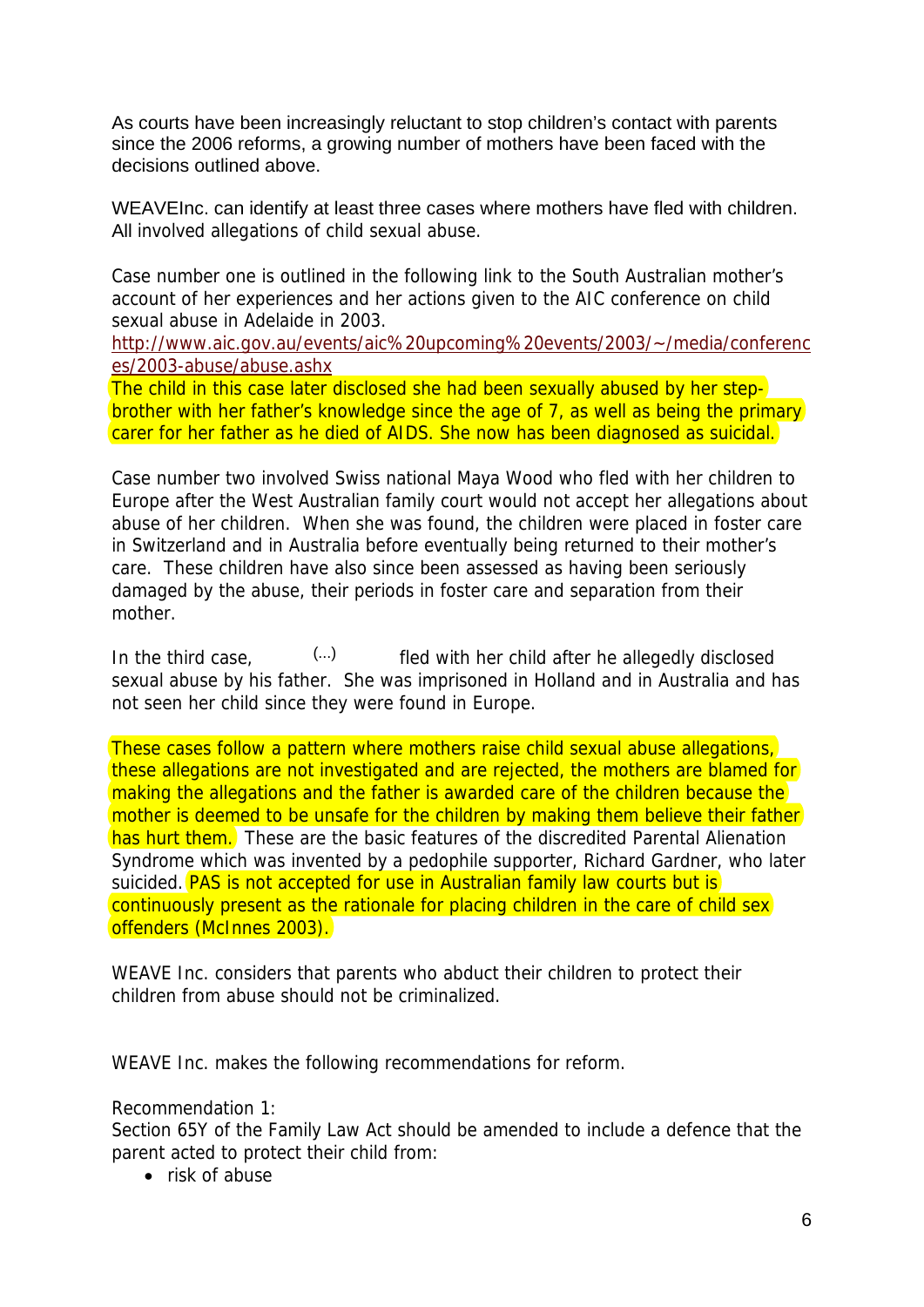As courts have been increasingly reluctant to stop children's contact with parents since the 2006 reforms, a growing number of mothers have been faced with the decisions outlined above.

WEAVEInc. can identify at least three cases where mothers have fled with children. All involved allegations of child sexual abuse.

Case number one is outlined in the following link to the South Australian mother's account of her experiences and her actions given to the AIC conference on child sexual abuse in Adelaide in 2003.
http://www.aic.gov.au/events/aic%20upcoming%20events/2003/~/media/conferences/2003-abuse/abuse.ashx
The child in this case later disclosed she had been sexually abused by her step-brother with her father's knowledge since the age of 7, as well as being the primary carer for her father as he died of AIDS. She now has been diagnosed as suicidal.

Case number two involved Swiss national Maya Wood who fled with her children to Europe after the West Australian family court would not accept her allegations about abuse of her children. When she was found, the children were placed in foster care in Switzerland and in Australia before eventually being returned to their mother's care. These children have also since been assessed as having been seriously damaged by the abuse, their periods in foster care and separation from their mother.

In the third case, (...) fled with her child after he allegedly disclosed sexual abuse by his father. She was imprisoned in Holland and in Australia and has not seen her child since they were found in Europe.

These cases follow a pattern where mothers raise child sexual abuse allegations, these allegations are not investigated and are rejected, the mothers are blamed for making the allegations and the father is awarded care of the children because the mother is deemed to be unsafe for the children by making them believe their father has hurt them. These are the basic features of the discredited Parental Alienation Syndrome which was invented by a pedophile supporter, Richard Gardner, who later suicided. PAS is not accepted for use in Australian family law courts but is continuously present as the rationale for placing children in the care of child sex offenders (McInnes 2003).

WEAVE Inc. considers that parents who abduct their children to protect their children from abuse should not be criminalized.

WEAVE Inc. makes the following recommendations for reform.

Recommendation 1:
Section 65Y of the Family Law Act should be amended to include a defence that the parent acted to protect their child from:

- risk of abuse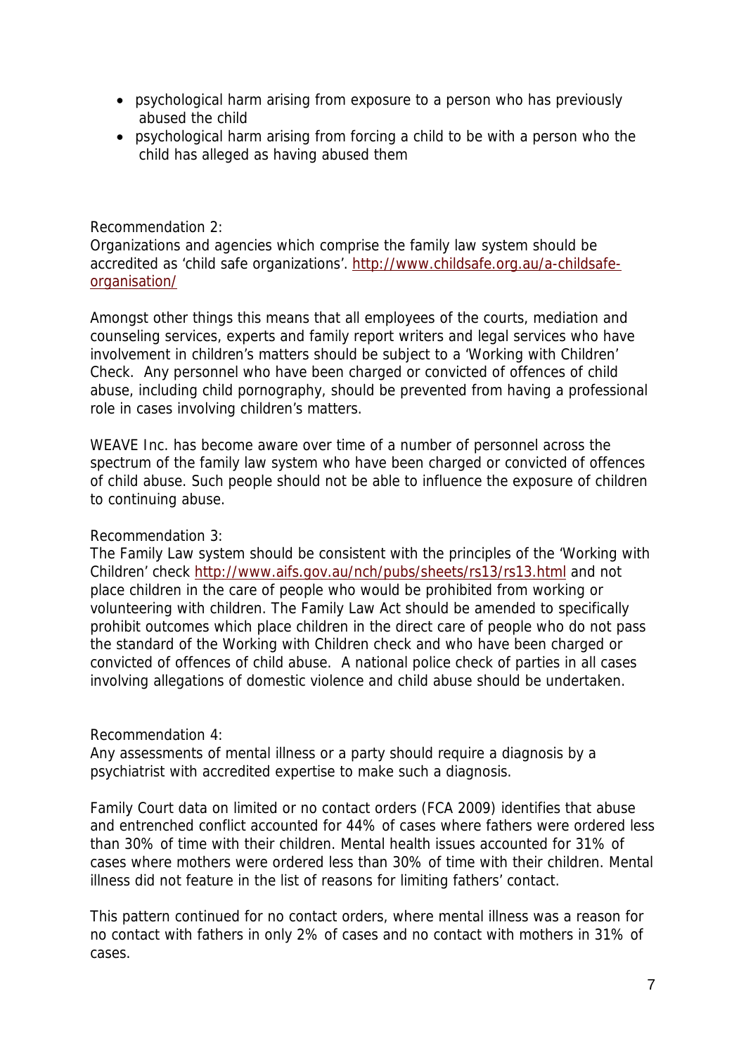- psychological harm arising from exposure to a person who has previously abused the child
- psychological harm arising from forcing a child to be with a person who the child has alleged as having abused them

Recommendation 2:
Organizations and agencies which comprise the family law system should be accredited as 'child safe organizations'. http://www.childsafe.org.au/a-childsafe-organisation/

Amongst other things this means that all employees of the courts, mediation and counseling services, experts and family report writers and legal services who have involvement in children's matters should be subject to a 'Working with Children' Check. Any personnel who have been charged or convicted of offences of child abuse, including child pornography, should be prevented from having a professional role in cases involving children's matters.

WEAVE Inc. has become aware over time of a number of personnel across the spectrum of the family law system who have been charged or convicted of offences of child abuse. Such people should not be able to influence the exposure of children to continuing abuse.

Recommendation 3:
The Family Law system should be consistent with the principles of the 'Working with Children' check http://www.aifs.gov.au/nch/pubs/sheets/rs13/rs13.html and not place children in the care of people who would be prohibited from working or volunteering with children. The Family Law Act should be amended to specifically prohibit outcomes which place children in the direct care of people who do not pass the standard of the Working with Children check and who have been charged or convicted of offences of child abuse. A national police check of parties in all cases involving allegations of domestic violence and child abuse should be undertaken.

Recommendation 4:
Any assessments of mental illness or a party should require a diagnosis by a psychiatrist with accredited expertise to make such a diagnosis.

Family Court data on limited or no contact orders (FCA 2009) identifies that abuse and entrenched conflict accounted for 44% of cases where fathers were ordered less than 30% of time with their children. Mental health issues accounted for 31% of cases where mothers were ordered less than 30% of time with their children. Mental illness did not feature in the list of reasons for limiting fathers' contact.

This pattern continued for no contact orders, where mental illness was a reason for no contact with fathers in only 2% of cases and no contact with mothers in 31% of cases.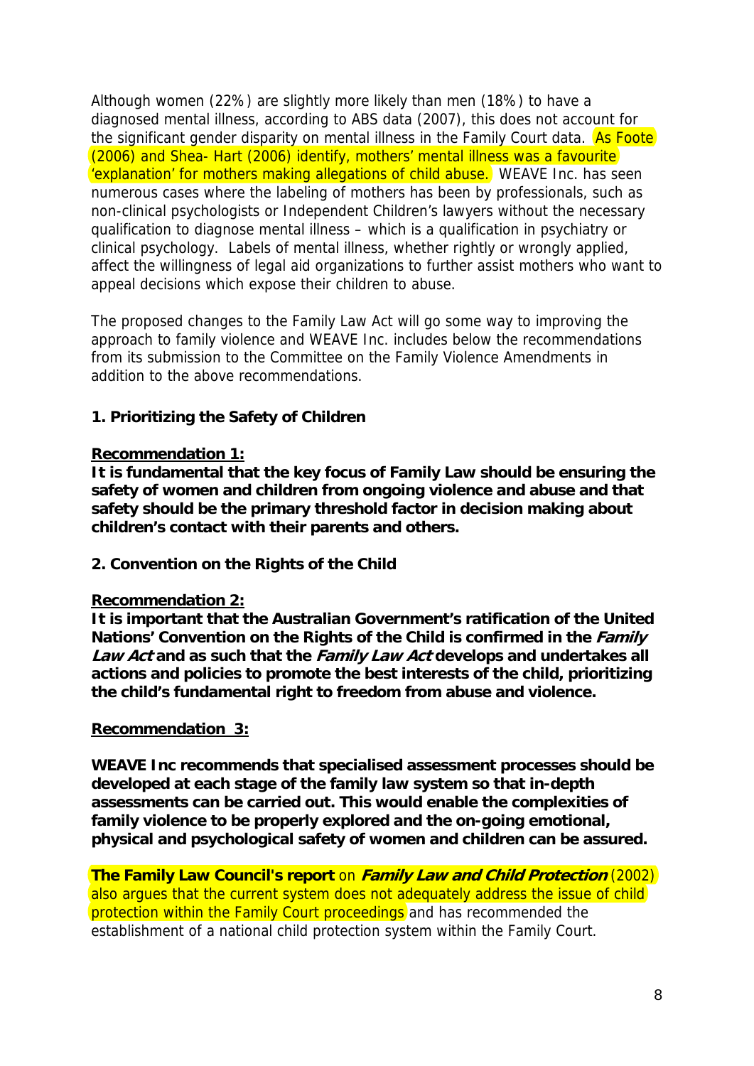Although women (22%) are slightly more likely than men (18%) to have a diagnosed mental illness, according to ABS data (2007), this does not account for the significant gender disparity on mental illness in the Family Court data. As Foote (2006) and Shea- Hart (2006) identify, mothers' mental illness was a favourite 'explanation' for mothers making allegations of child abuse. WEAVE Inc. has seen numerous cases where the labeling of mothers has been by professionals, such as non-clinical psychologists or Independent Children's lawyers without the necessary qualification to diagnose mental illness – which is a qualification in psychiatry or clinical psychology. Labels of mental illness, whether rightly or wrongly applied, affect the willingness of legal aid organizations to further assist mothers who want to appeal decisions which expose their children to abuse.

The proposed changes to the Family Law Act will go some way to improving the approach to family violence and WEAVE Inc. includes below the recommendations from its submission to the Committee on the Family Violence Amendments in addition to the above recommendations.

### 1. Prioritizing the Safety of Children

**<u>Recommendation 1:</u>**

**It is fundamental that the key focus of Family Law should be ensuring the safety of women and children from ongoing violence and abuse and that safety should be the primary threshold factor in decision making about children's contact with their parents and others.**

### 2. Convention on the Rights of the Child

**<u>Recommendation 2:</u>**

**It is important that the Australian Government's ratification of the United Nations' Convention on the Rights of the Child is confirmed in the *Family Law Act* and as such that the *Family Law Act* develops and undertakes all actions and policies to promote the best interests of the child, prioritizing the child's fundamental right to freedom from abuse and violence.**

**<u>Recommendation 3:</u>**

**WEAVE Inc recommends that specialised assessment processes should be developed at each stage of the family law system so that in-depth assessments can be carried out. This would enable the complexities of family violence to be properly explored and the on-going emotional, physical and psychological safety of women and children can be assured.**

**The Family Law Council's report** on ***Family Law and Child Protection*** (2002) also argues that the current system does not adequately address the issue of child protection within the Family Court proceedings and has recommended the establishment of a national child protection system within the Family Court.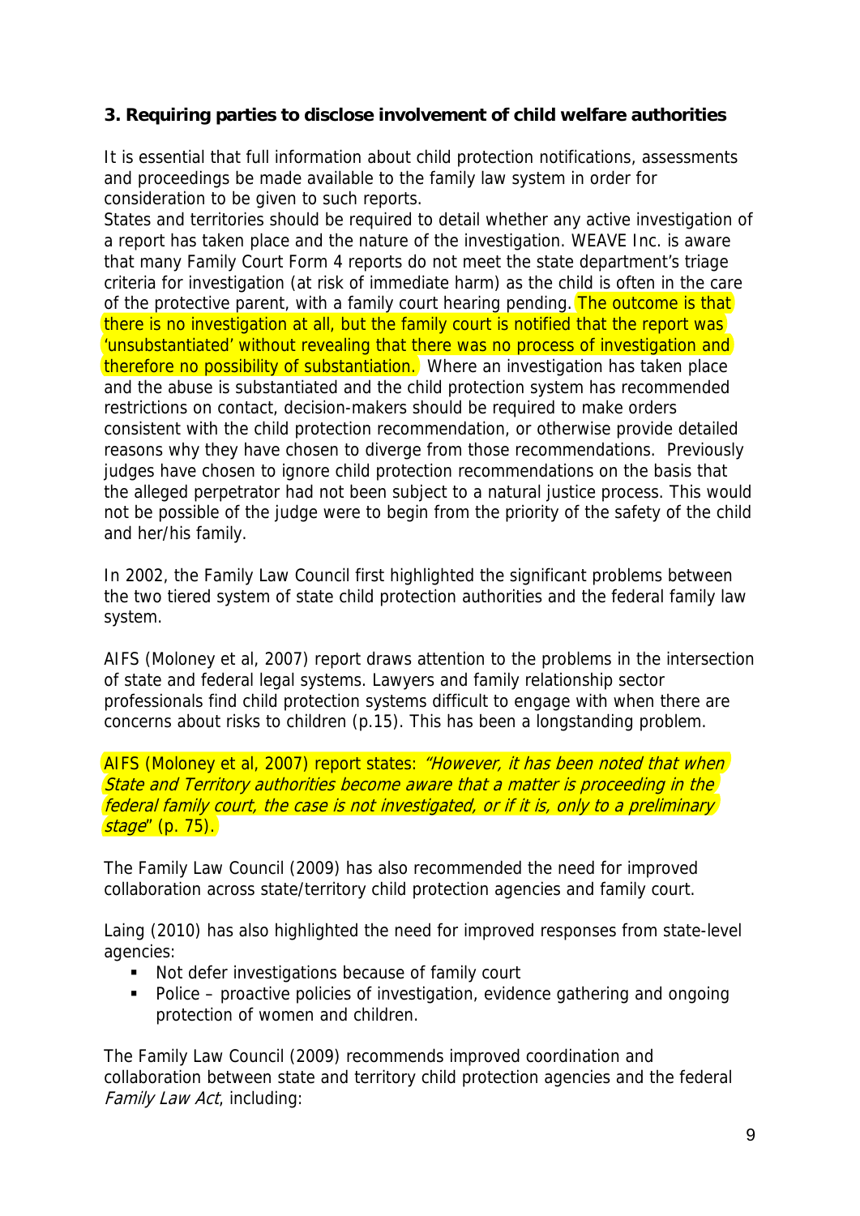### 3. Requiring parties to disclose involvement of child welfare authorities

It is essential that full information about child protection notifications, assessments and proceedings be made available to the family law system in order for consideration to be given to such reports.
States and territories should be required to detail whether any active investigation of a report has taken place and the nature of the investigation. WEAVE Inc. is aware that many Family Court Form 4 reports do not meet the state department's triage criteria for investigation (at risk of immediate harm) as the child is often in the care of the protective parent, with a family court hearing pending. The outcome is that there is no investigation at all, but the family court is notified that the report was 'unsubstantiated' without revealing that there was no process of investigation and therefore no possibility of substantiation. Where an investigation has taken place and the abuse is substantiated and the child protection system has recommended restrictions on contact, decision-makers should be required to make orders consistent with the child protection recommendation, or otherwise provide detailed reasons why they have chosen to diverge from those recommendations. Previously judges have chosen to ignore child protection recommendations on the basis that the alleged perpetrator had not been subject to a natural justice process. This would not be possible of the judge were to begin from the priority of the safety of the child and her/his family.

In 2002, the Family Law Council first highlighted the significant problems between the two tiered system of state child protection authorities and the federal family law system.

AIFS (Moloney et al, 2007) report draws attention to the problems in the intersection of state and federal legal systems. Lawyers and family relationship sector professionals find child protection systems difficult to engage with when there are concerns about risks to children (p.15). This has been a longstanding problem.

AIFS (Moloney et al, 2007) report states: *"However, it has been noted that when State and Territory authorities become aware that a matter is proceeding in the federal family court, the case is not investigated, or if it is, only to a preliminary stage*" (p. 75).

The Family Law Council (2009) has also recommended the need for improved collaboration across state/territory child protection agencies and family court.

Laing (2010) has also highlighted the need for improved responses from state-level agencies:

- Not defer investigations because of family court
- Police – proactive policies of investigation, evidence gathering and ongoing protection of women and children.

The Family Law Council (2009) recommends improved coordination and collaboration between state and territory child protection agencies and the federal *Family Law Act*, including: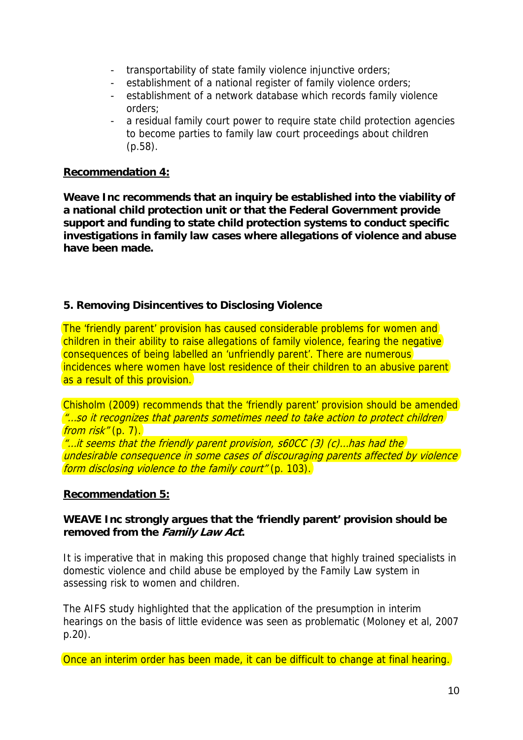- transportability of state family violence injunctive orders;
- establishment of a national register of family violence orders;
- establishment of a network database which records family violence orders;
- a residual family court power to require state child protection agencies to become parties to family law court proceedings about children (p.58).

**Recommendation 4:**

**Weave Inc recommends that an inquiry be established into the viability of a national child protection unit or that the Federal Government provide support and funding to state child protection systems to conduct specific investigations in family law cases where allegations of violence and abuse have been made.**

### 5. Removing Disincentives to Disclosing Violence

The 'friendly parent' provision has caused considerable problems for women and children in their ability to raise allegations of family violence, fearing the negative consequences of being labelled an 'unfriendly parent'. There are numerous incidences where women have lost residence of their children to an abusive parent as a result of this provision.

Chisholm (2009) recommends that the 'friendly parent' provision should be amended *"…so it recognizes that parents sometimes need to take action to protect children from risk"* (p. 7).
*"…it seems that the friendly parent provision, s60CC (3) (c)…has had the undesirable consequence in some cases of discouraging parents affected by violence form disclosing violence to the family court"* (p. 103).

**Recommendation 5:**

**WEAVE Inc strongly argues that the 'friendly parent' provision should be removed from the *Family Law Act*.**

It is imperative that in making this proposed change that highly trained specialists in domestic violence and child abuse be employed by the Family Law system in assessing risk to women and children.

The AIFS study highlighted that the application of the presumption in interim hearings on the basis of little evidence was seen as problematic (Moloney et al, 2007 p.20).

Once an interim order has been made, it can be difficult to change at final hearing.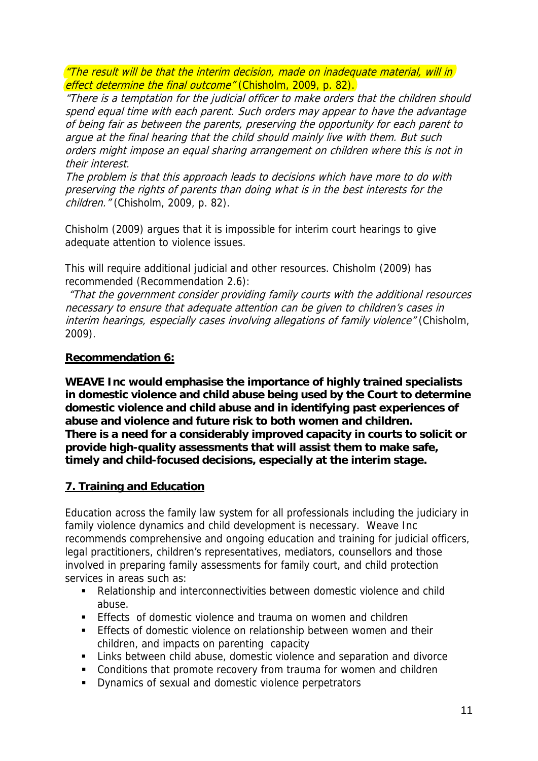*"The result will be that the interim decision, made on inadequate material, will in effect determine the final outcome"* (Chisholm, 2009, p. 82).

*"There is a temptation for the judicial officer to make orders that the children should spend equal time with each parent. Such orders may appear to have the advantage of being fair as between the parents, preserving the opportunity for each parent to argue at the final hearing that the child should mainly live with them. But such orders might impose an equal sharing arrangement on children where this is not in their interest.*

*The problem is that this approach leads to decisions which have more to do with preserving the rights of parents than doing what is in the best interests for the children."* (Chisholm, 2009, p. 82).

Chisholm (2009) argues that it is impossible for interim court hearings to give adequate attention to violence issues.

This will require additional judicial and other resources. Chisholm (2009) has recommended (Recommendation 2.6):

*"That the government consider providing family courts with the additional resources necessary to ensure that adequate attention can be given to children's cases in interim hearings, especially cases involving allegations of family violence"* (Chisholm, 2009).

**Recommendation 6:**

**WEAVE Inc would emphasise the importance of highly trained specialists in domestic violence and child abuse being used by the Court to determine domestic violence and child abuse and in identifying past experiences of abuse and violence and future risk to both women and children. There is a need for a considerably improved capacity in courts to solicit or provide high-quality assessments that will assist them to make safe, timely and child-focused decisions, especially at the interim stage.**

## 7. Training and Education

Education across the family law system for all professionals including the judiciary in family violence dynamics and child development is necessary. Weave Inc recommends comprehensive and ongoing education and training for judicial officers, legal practitioners, children's representatives, mediators, counsellors and those involved in preparing family assessments for family court, and child protection services in areas such as:

- Relationship and interconnectivities between domestic violence and child abuse.
- Effects of domestic violence and trauma on women and children
- Effects of domestic violence on relationship between women and their children, and impacts on parenting capacity
- Links between child abuse, domestic violence and separation and divorce
- Conditions that promote recovery from trauma for women and children
- Dynamics of sexual and domestic violence perpetrators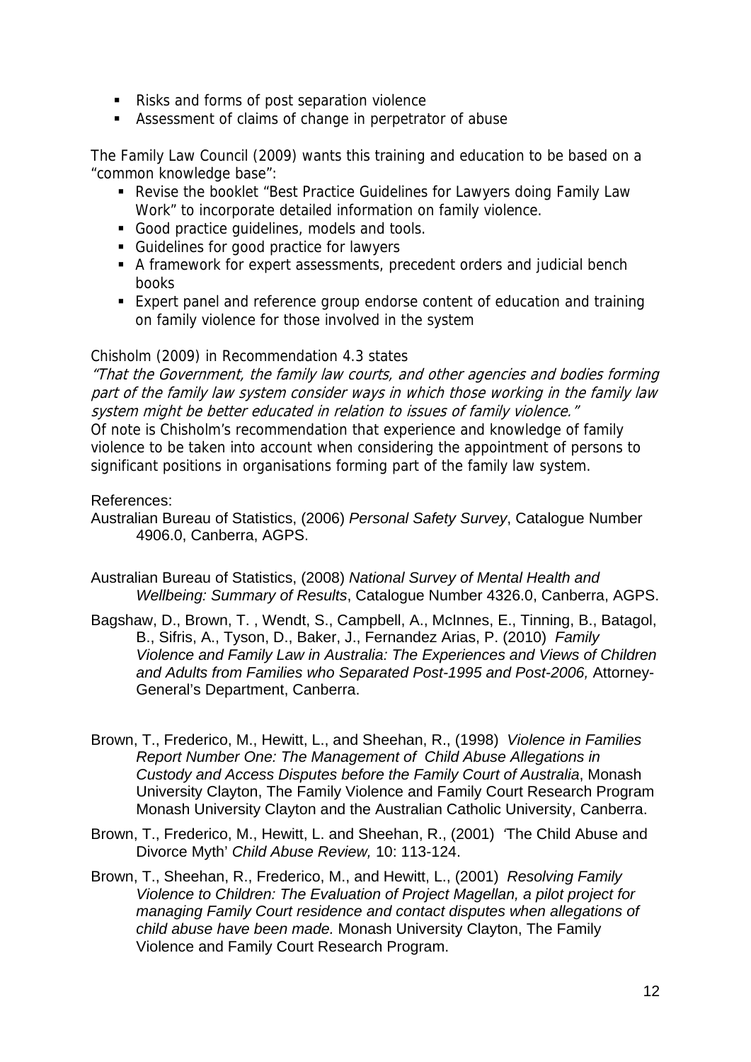- Risks and forms of post separation violence
- Assessment of claims of change in perpetrator of abuse

The Family Law Council (2009) wants this training and education to be based on a "common knowledge base":

- Revise the booklet "Best Practice Guidelines for Lawyers doing Family Law Work" to incorporate detailed information on family violence.
- Good practice guidelines, models and tools.
- Guidelines for good practice for lawyers
- A framework for expert assessments, precedent orders and judicial bench books
- Expert panel and reference group endorse content of education and training on family violence for those involved in the system

Chisholm (2009) in Recommendation 4.3 states

*"That the Government, the family law courts, and other agencies and bodies forming part of the family law system consider ways in which those working in the family law system might be better educated in relation to issues of family violence."*

Of note is Chisholm's recommendation that experience and knowledge of family violence to be taken into account when considering the appointment of persons to significant positions in organisations forming part of the family law system.

References:

Australian Bureau of Statistics, (2006) *Personal Safety Survey*, Catalogue Number 4906.0, Canberra, AGPS.

Australian Bureau of Statistics, (2008) *National Survey of Mental Health and Wellbeing: Summary of Results*, Catalogue Number 4326.0, Canberra, AGPS.

Bagshaw, D., Brown, T. , Wendt, S., Campbell, A., McInnes, E., Tinning, B., Batagol, B., Sifris, A., Tyson, D., Baker, J., Fernandez Arias, P. (2010) *Family Violence and Family Law in Australia: The Experiences and Views of Children and Adults from Families who Separated Post-1995 and Post-2006,* Attorney-General's Department, Canberra.

Brown, T., Frederico, M., Hewitt, L., and Sheehan, R., (1998) *Violence in Families Report Number One: The Management of Child Abuse Allegations in Custody and Access Disputes before the Family Court of Australia*, Monash University Clayton, The Family Violence and Family Court Research Program Monash University Clayton and the Australian Catholic University, Canberra.

Brown, T., Frederico, M., Hewitt, L. and Sheehan, R., (2001) 'The Child Abuse and Divorce Myth' *Child Abuse Review,* 10: 113-124.

Brown, T., Sheehan, R., Frederico, M., and Hewitt, L., (2001) *Resolving Family Violence to Children: The Evaluation of Project Magellan, a pilot project for managing Family Court residence and contact disputes when allegations of child abuse have been made.* Monash University Clayton, The Family Violence and Family Court Research Program.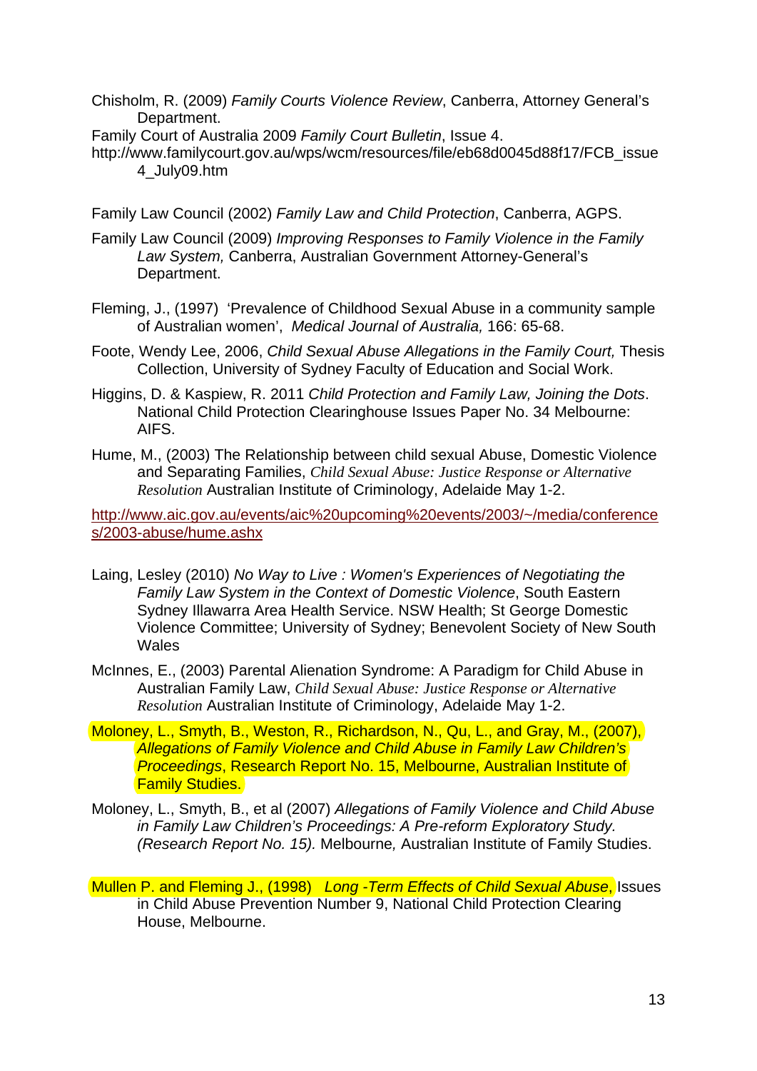Chisholm, R. (2009) *Family Courts Violence Review*, Canberra, Attorney General's Department.

Family Court of Australia 2009 *Family Court Bulletin*, Issue 4.
http://www.familycourt.gov.au/wps/wcm/resources/file/eb68d0045d88f17/FCB_issue4_July09.htm

Family Law Council (2002) *Family Law and Child Protection*, Canberra, AGPS.

Family Law Council (2009) *Improving Responses to Family Violence in the Family Law System,* Canberra, Australian Government Attorney-General's Department.

Fleming, J., (1997) 'Prevalence of Childhood Sexual Abuse in a community sample of Australian women', *Medical Journal of Australia,* 166: 65-68.

Foote, Wendy Lee, 2006, *Child Sexual Abuse Allegations in the Family Court,* Thesis Collection, University of Sydney Faculty of Education and Social Work.

Higgins, D. & Kaspiew, R. 2011 *Child Protection and Family Law, Joining the Dots*. National Child Protection Clearinghouse Issues Paper No. 34 Melbourne: AIFS.

Hume, M., (2003) The Relationship between child sexual Abuse, Domestic Violence and Separating Families, *Child Sexual Abuse: Justice Response or Alternative Resolution* Australian Institute of Criminology, Adelaide May 1-2.

http://www.aic.gov.au/events/aic%20upcoming%20events/2003/~/media/conferences/2003-abuse/hume.ashx

Laing, Lesley (2010) *No Way to Live : Women's Experiences of Negotiating the Family Law System in the Context of Domestic Violence*, South Eastern Sydney Illawarra Area Health Service. NSW Health; St George Domestic Violence Committee; University of Sydney; Benevolent Society of New South Wales

McInnes, E., (2003) Parental Alienation Syndrome: A Paradigm for Child Abuse in Australian Family Law, *Child Sexual Abuse: Justice Response or Alternative Resolution* Australian Institute of Criminology, Adelaide May 1-2.

Moloney, L., Smyth, B., Weston, R., Richardson, N., Qu, L., and Gray, M., (2007), *Allegations of Family Violence and Child Abuse in Family Law Children's Proceedings*, Research Report No. 15, Melbourne, Australian Institute of Family Studies.

Moloney, L., Smyth, B., et al (2007) *Allegations of Family Violence and Child Abuse in Family Law Children's Proceedings: A Pre-reform Exploratory Study. (Research Report No. 15).* Melbourne, Australian Institute of Family Studies.

Mullen P. and Fleming J., (1998) *Long -Term Effects of Child Sexual Abuse*, Issues in Child Abuse Prevention Number 9, National Child Protection Clearing House, Melbourne.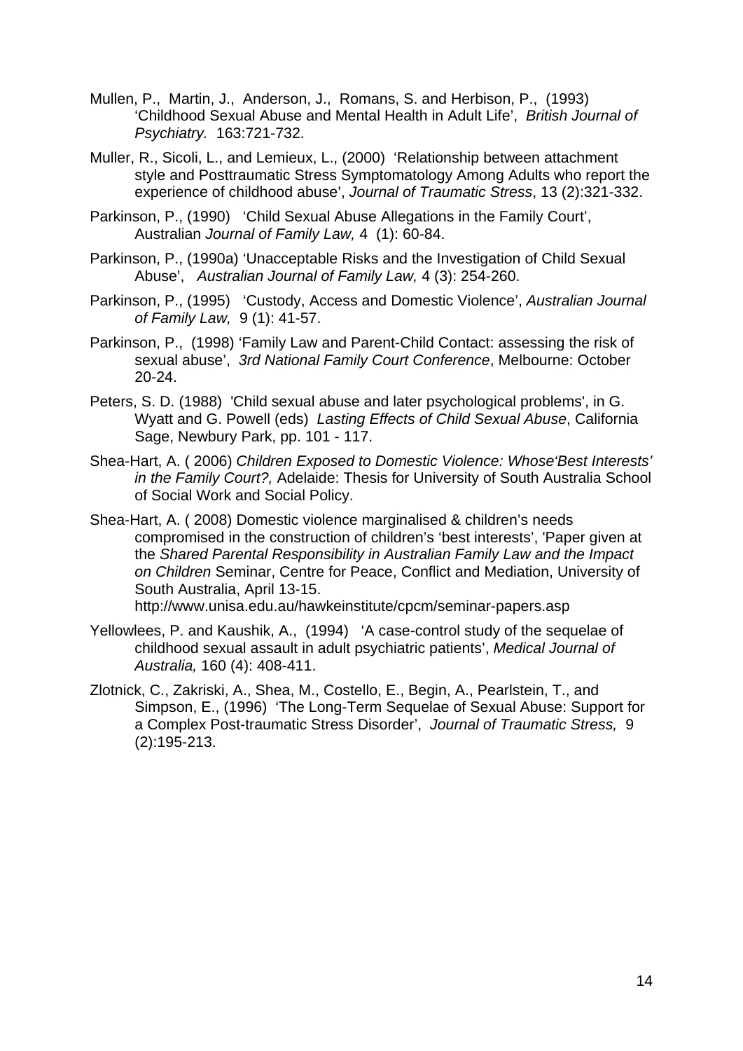Mullen, P., Martin, J., Anderson, J., Romans, S. and Herbison, P., (1993) 'Childhood Sexual Abuse and Mental Health in Adult Life', *British Journal of Psychiatry.* 163:721-732.

Muller, R., Sicoli, L., and Lemieux, L., (2000) 'Relationship between attachment style and Posttraumatic Stress Symptomatology Among Adults who report the experience of childhood abuse', *Journal of Traumatic Stress*, 13 (2):321-332.

Parkinson, P., (1990) 'Child Sexual Abuse Allegations in the Family Court', Australian *Journal of Family Law,* 4 (1): 60-84.

Parkinson, P., (1990a) 'Unacceptable Risks and the Investigation of Child Sexual Abuse', *Australian Journal of Family Law,* 4 (3): 254-260.

Parkinson, P., (1995) 'Custody, Access and Domestic Violence', *Australian Journal of Family Law,* 9 (1): 41-57.

Parkinson, P., (1998) 'Family Law and Parent-Child Contact: assessing the risk of sexual abuse', *3rd National Family Court Conference*, Melbourne: October 20-24.

Peters, S. D. (1988) 'Child sexual abuse and later psychological problems', in G. Wyatt and G. Powell (eds) *Lasting Effects of Child Sexual Abuse*, California Sage, Newbury Park, pp. 101 - 117.

Shea-Hart, A. ( 2006) *Children Exposed to Domestic Violence: Whose'Best Interests' in the Family Court?,* Adelaide: Thesis for University of South Australia School of Social Work and Social Policy.

Shea-Hart, A. ( 2008) Domestic violence marginalised & children's needs compromised in the construction of children's 'best interests', 'Paper given at the *Shared Parental Responsibility in Australian Family Law and the Impact on Children* Seminar, Centre for Peace, Conflict and Mediation, University of South Australia, April 13-15.
http://www.unisa.edu.au/hawkeinstitute/cpcm/seminar-papers.asp

Yellowlees, P. and Kaushik, A., (1994) 'A case-control study of the sequelae of childhood sexual assault in adult psychiatric patients', *Medical Journal of Australia,* 160 (4): 408-411.

Zlotnick, C., Zakriski, A., Shea, M., Costello, E., Begin, A., Pearlstein, T., and Simpson, E., (1996) 'The Long-Term Sequelae of Sexual Abuse: Support for a Complex Post-traumatic Stress Disorder', *Journal of Traumatic Stress,* 9 (2):195-213.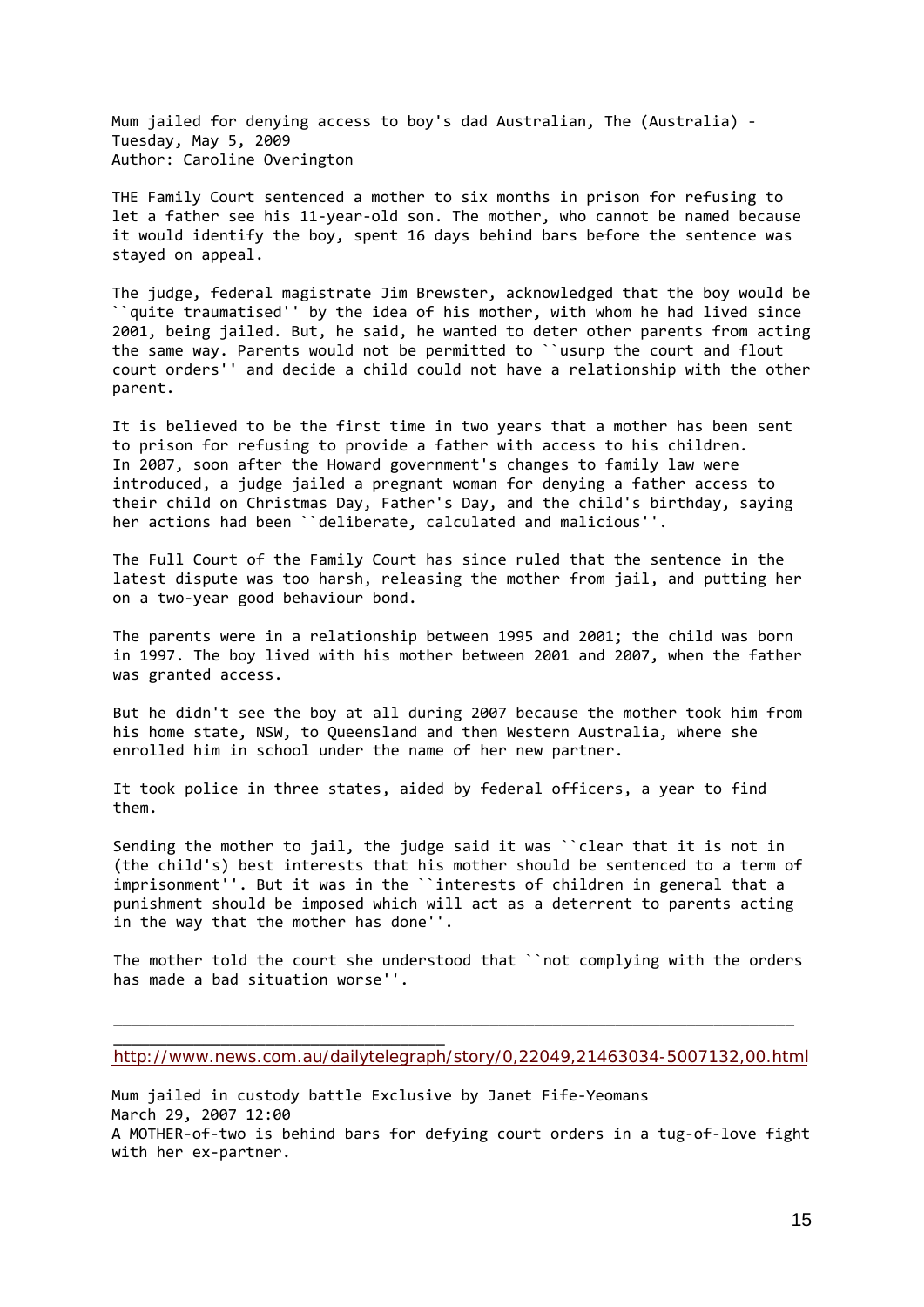Mum jailed for denying access to boy's dad Australian, The (Australia) - Tuesday, May 5, 2009
Author: Caroline Overington

THE Family Court sentenced a mother to six months in prison for refusing to let a father see his 11-year-old son. The mother, who cannot be named because it would identify the boy, spent 16 days behind bars before the sentence was stayed on appeal.

The judge, federal magistrate Jim Brewster, acknowledged that the boy would be ``quite traumatised'' by the idea of his mother, with whom he had lived since 2001, being jailed. But, he said, he wanted to deter other parents from acting the same way. Parents would not be permitted to ``usurp the court and flout court orders'' and decide a child could not have a relationship with the other parent.

It is believed to be the first time in two years that a mother has been sent to prison for refusing to provide a father with access to his children. In 2007, soon after the Howard government's changes to family law were introduced, a judge jailed a pregnant woman for denying a father access to their child on Christmas Day, Father's Day, and the child's birthday, saying her actions had been ``deliberate, calculated and malicious''.

The Full Court of the Family Court has since ruled that the sentence in the latest dispute was too harsh, releasing the mother from jail, and putting her on a two-year good behaviour bond.

The parents were in a relationship between 1995 and 2001; the child was born in 1997. The boy lived with his mother between 2001 and 2007, when the father was granted access.

But he didn't see the boy at all during 2007 because the mother took him from his home state, NSW, to Queensland and then Western Australia, where she enrolled him in school under the name of her new partner.

It took police in three states, aided by federal officers, a year to find them.

Sending the mother to jail, the judge said it was ``clear that it is not in (the child's) best interests that his mother should be sentenced to a term of imprisonment''. But it was in the ``interests of children in general that a punishment should be imposed which will act as a deterrent to parents acting in the way that the mother has done''.

The mother told the court she understood that ``not complying with the orders has made a bad situation worse''.

---

http://www.news.com.au/dailytelegraph/story/0,22049,21463034-5007132,00.html

Mum jailed in custody battle Exclusive by Janet Fife-Yeomans
March 29, 2007 12:00
A MOTHER-of-two is behind bars for defying court orders in a tug-of-love fight with her ex-partner.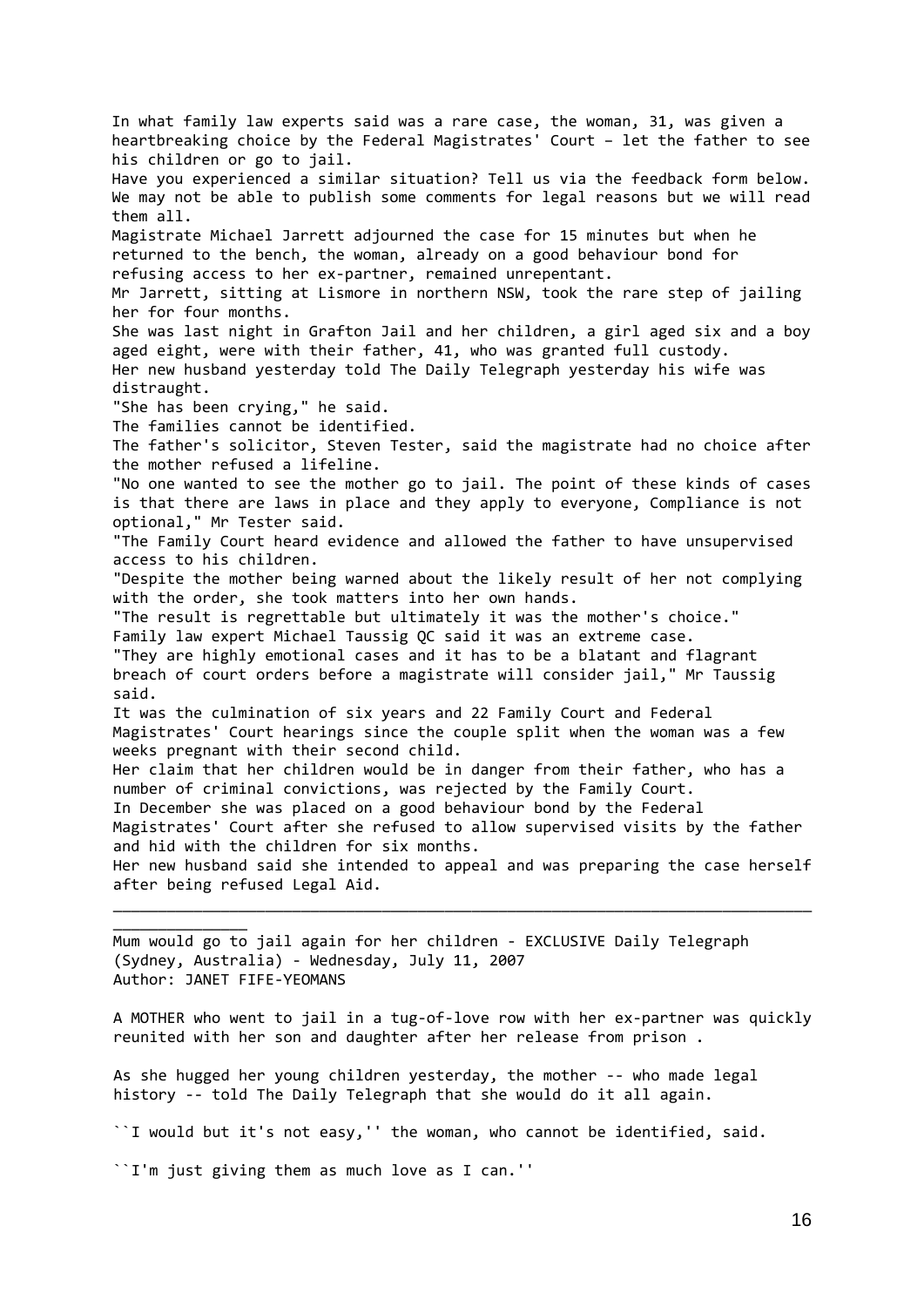In what family law experts said was a rare case, the woman, 31, was given a heartbreaking choice by the Federal Magistrates' Court – let the father to see his children or go to jail.

Have you experienced a similar situation? Tell us via the feedback form below. We may not be able to publish some comments for legal reasons but we will read them all.

Magistrate Michael Jarrett adjourned the case for 15 minutes but when he returned to the bench, the woman, already on a good behaviour bond for refusing access to her ex-partner, remained unrepentant.

Mr Jarrett, sitting at Lismore in northern NSW, took the rare step of jailing her for four months.

She was last night in Grafton Jail and her children, a girl aged six and a boy aged eight, were with their father, 41, who was granted full custody.

Her new husband yesterday told The Daily Telegraph yesterday his wife was distraught.

"She has been crying," he said.

The families cannot be identified.

The father's solicitor, Steven Tester, said the magistrate had no choice after the mother refused a lifeline.

"No one wanted to see the mother go to jail. The point of these kinds of cases is that there are laws in place and they apply to everyone, Compliance is not optional," Mr Tester said.

"The Family Court heard evidence and allowed the father to have unsupervised access to his children.

"Despite the mother being warned about the likely result of her not complying with the order, she took matters into her own hands.

"The result is regrettable but ultimately it was the mother's choice."

Family law expert Michael Taussig QC said it was an extreme case.

"They are highly emotional cases and it has to be a blatant and flagrant breach of court orders before a magistrate will consider jail," Mr Taussig said.

It was the culmination of six years and 22 Family Court and Federal Magistrates' Court hearings since the couple split when the woman was a few weeks pregnant with their second child.

Her claim that her children would be in danger from their father, who has a number of criminal convictions, was rejected by the Family Court.

In December she was placed on a good behaviour bond by the Federal Magistrates' Court after she refused to allow supervised visits by the father and hid with the children for six months.

Her new husband said she intended to appeal and was preparing the case herself after being refused Legal Aid.

---

Mum would go to jail again for her children - EXCLUSIVE Daily Telegraph (Sydney, Australia) - Wednesday, July 11, 2007
Author: JANET FIFE-YEOMANS

A MOTHER who went to jail in a tug-of-love row with her ex-partner was quickly reunited with her son and daughter after her release from prison .

As she hugged her young children yesterday, the mother -- who made legal history -- told The Daily Telegraph that she would do it all again.

``I would but it's not easy,'' the woman, who cannot be identified, said.

``I'm just giving them as much love as I can.''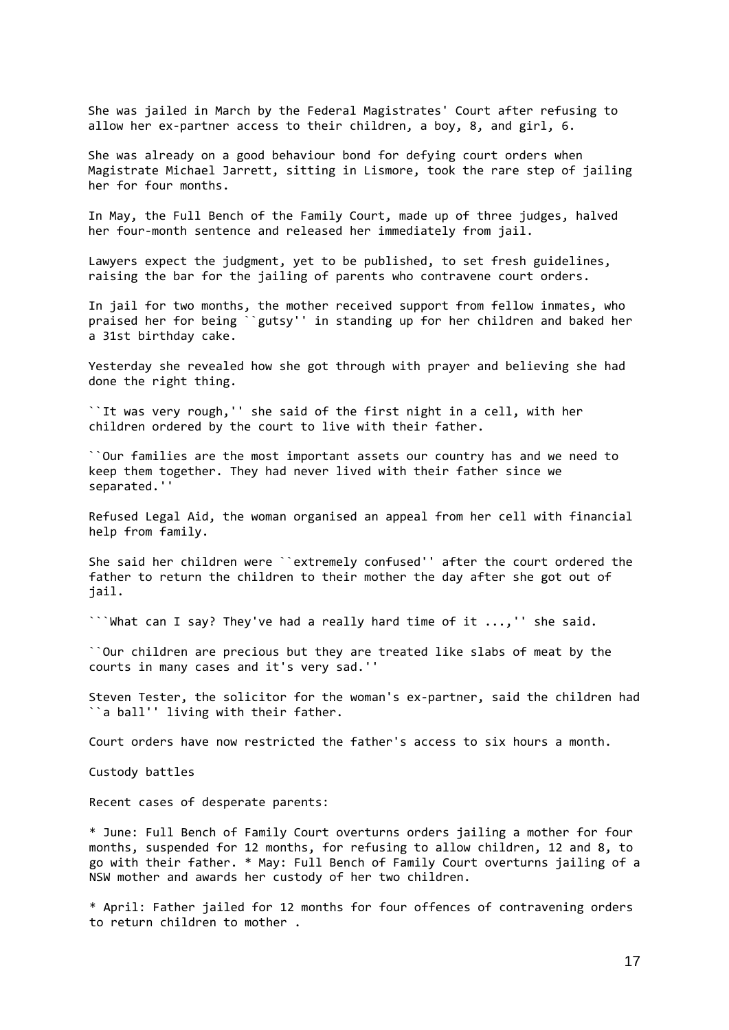She was jailed in March by the Federal Magistrates' Court after refusing to allow her ex-partner access to their children, a boy, 8, and girl, 6.

She was already on a good behaviour bond for defying court orders when Magistrate Michael Jarrett, sitting in Lismore, took the rare step of jailing her for four months.

In May, the Full Bench of the Family Court, made up of three judges, halved her four-month sentence and released her immediately from jail.

Lawyers expect the judgment, yet to be published, to set fresh guidelines, raising the bar for the jailing of parents who contravene court orders.

In jail for two months, the mother received support from fellow inmates, who praised her for being ``gutsy'' in standing up for her children and baked her a 31st birthday cake.

Yesterday she revealed how she got through with prayer and believing she had done the right thing.

``It was very rough,'' she said of the first night in a cell, with her children ordered by the court to live with their father.

``Our families are the most important assets our country has and we need to keep them together. They had never lived with their father since we separated.''

Refused Legal Aid, the woman organised an appeal from her cell with financial help from family.

She said her children were ``extremely confused'' after the court ordered the father to return the children to their mother the day after she got out of jail.

```What can I say? They've had a really hard time of it ...,'' she said.

``Our children are precious but they are treated like slabs of meat by the courts in many cases and it's very sad.''

Steven Tester, the solicitor for the woman's ex-partner, said the children had ``a ball'' living with their father.

Court orders have now restricted the father's access to six hours a month.

Custody battles

Recent cases of desperate parents:

* June: Full Bench of Family Court overturns orders jailing a mother for four months, suspended for 12 months, for refusing to allow children, 12 and 8, to go with their father. * May: Full Bench of Family Court overturns jailing of a NSW mother and awards her custody of her two children.

* April: Father jailed for 12 months for four offences of contravening orders to return children to mother .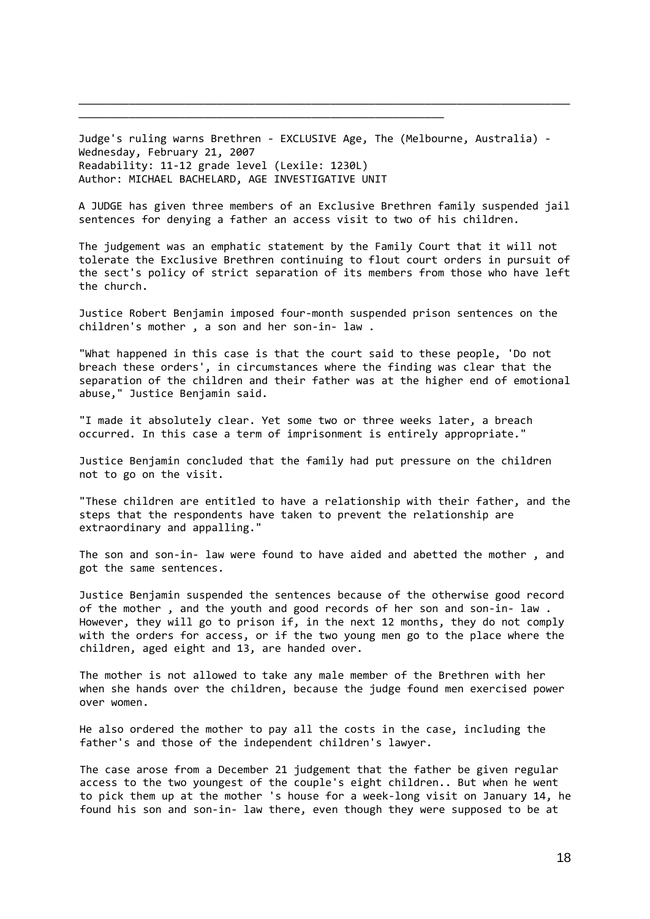---

Judge's ruling warns Brethren - EXCLUSIVE Age, The (Melbourne, Australia) - Wednesday, February 21, 2007
Readability: 11-12 grade level (Lexile: 1230L)
Author: MICHAEL BACHELARD, AGE INVESTIGATIVE UNIT

A JUDGE has given three members of an Exclusive Brethren family suspended jail sentences for denying a father an access visit to two of his children.

The judgement was an emphatic statement by the Family Court that it will not tolerate the Exclusive Brethren continuing to flout court orders in pursuit of the sect's policy of strict separation of its members from those who have left the church.

Justice Robert Benjamin imposed four-month suspended prison sentences on the children's mother , a son and her son-in- law .

"What happened in this case is that the court said to these people, 'Do not breach these orders', in circumstances where the finding was clear that the separation of the children and their father was at the higher end of emotional abuse," Justice Benjamin said.

"I made it absolutely clear. Yet some two or three weeks later, a breach occurred. In this case a term of imprisonment is entirely appropriate."

Justice Benjamin concluded that the family had put pressure on the children not to go on the visit.

"These children are entitled to have a relationship with their father, and the steps that the respondents have taken to prevent the relationship are extraordinary and appalling."

The son and son-in- law were found to have aided and abetted the mother , and got the same sentences.

Justice Benjamin suspended the sentences because of the otherwise good record of the mother , and the youth and good records of her son and son-in- law . However, they will go to prison if, in the next 12 months, they do not comply with the orders for access, or if the two young men go to the place where the children, aged eight and 13, are handed over.

The mother is not allowed to take any male member of the Brethren with her when she hands over the children, because the judge found men exercised power over women.

He also ordered the mother to pay all the costs in the case, including the father's and those of the independent children's lawyer.

The case arose from a December 21 judgement that the father be given regular access to the two youngest of the couple's eight children.. But when he went to pick them up at the mother 's house for a week-long visit on January 14, he found his son and son-in- law there, even though they were supposed to be at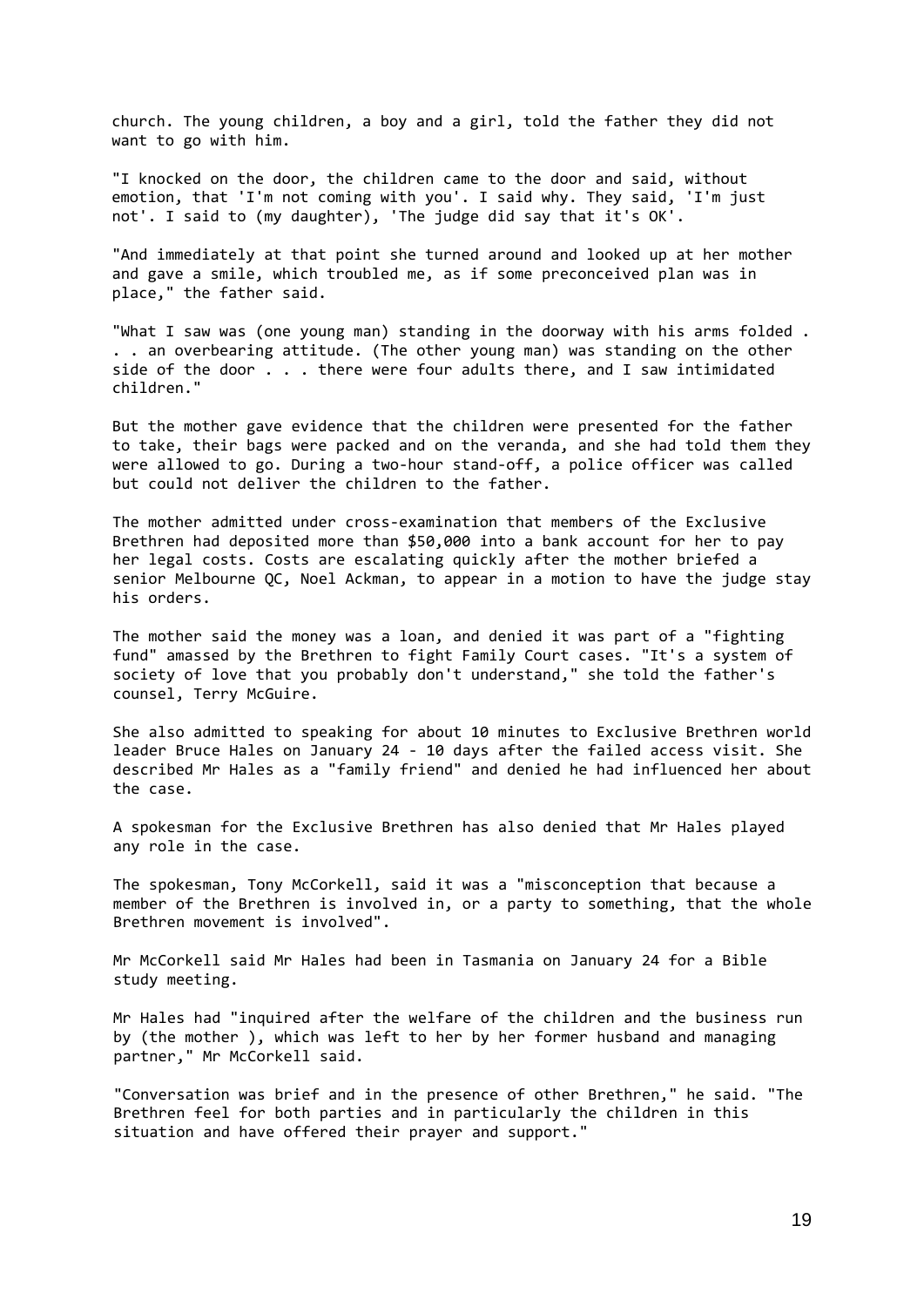church. The young children, a boy and a girl, told the father they did not want to go with him.

"I knocked on the door, the children came to the door and said, without emotion, that 'I'm not coming with you'. I said why. They said, 'I'm just not'. I said to (my daughter), 'The judge did say that it's OK'.

"And immediately at that point she turned around and looked up at her mother and gave a smile, which troubled me, as if some preconceived plan was in place," the father said.

"What I saw was (one young man) standing in the doorway with his arms folded . . . an overbearing attitude. (The other young man) was standing on the other side of the door . . . there were four adults there, and I saw intimidated children."

But the mother gave evidence that the children were presented for the father to take, their bags were packed and on the veranda, and she had told them they were allowed to go. During a two-hour stand-off, a police officer was called but could not deliver the children to the father.

The mother admitted under cross-examination that members of the Exclusive Brethren had deposited more than $50,000 into a bank account for her to pay her legal costs. Costs are escalating quickly after the mother briefed a senior Melbourne QC, Noel Ackman, to appear in a motion to have the judge stay his orders.

The mother said the money was a loan, and denied it was part of a "fighting fund" amassed by the Brethren to fight Family Court cases. "It's a system of society of love that you probably don't understand," she told the father's counsel, Terry McGuire.

She also admitted to speaking for about 10 minutes to Exclusive Brethren world leader Bruce Hales on January 24 - 10 days after the failed access visit. She described Mr Hales as a "family friend" and denied he had influenced her about the case.

A spokesman for the Exclusive Brethren has also denied that Mr Hales played any role in the case.

The spokesman, Tony McCorkell, said it was a "misconception that because a member of the Brethren is involved in, or a party to something, that the whole Brethren movement is involved".

Mr McCorkell said Mr Hales had been in Tasmania on January 24 for a Bible study meeting.

Mr Hales had "inquired after the welfare of the children and the business run by (the mother ), which was left to her by her former husband and managing partner," Mr McCorkell said.

"Conversation was brief and in the presence of other Brethren," he said. "The Brethren feel for both parties and in particularly the children in this situation and have offered their prayer and support."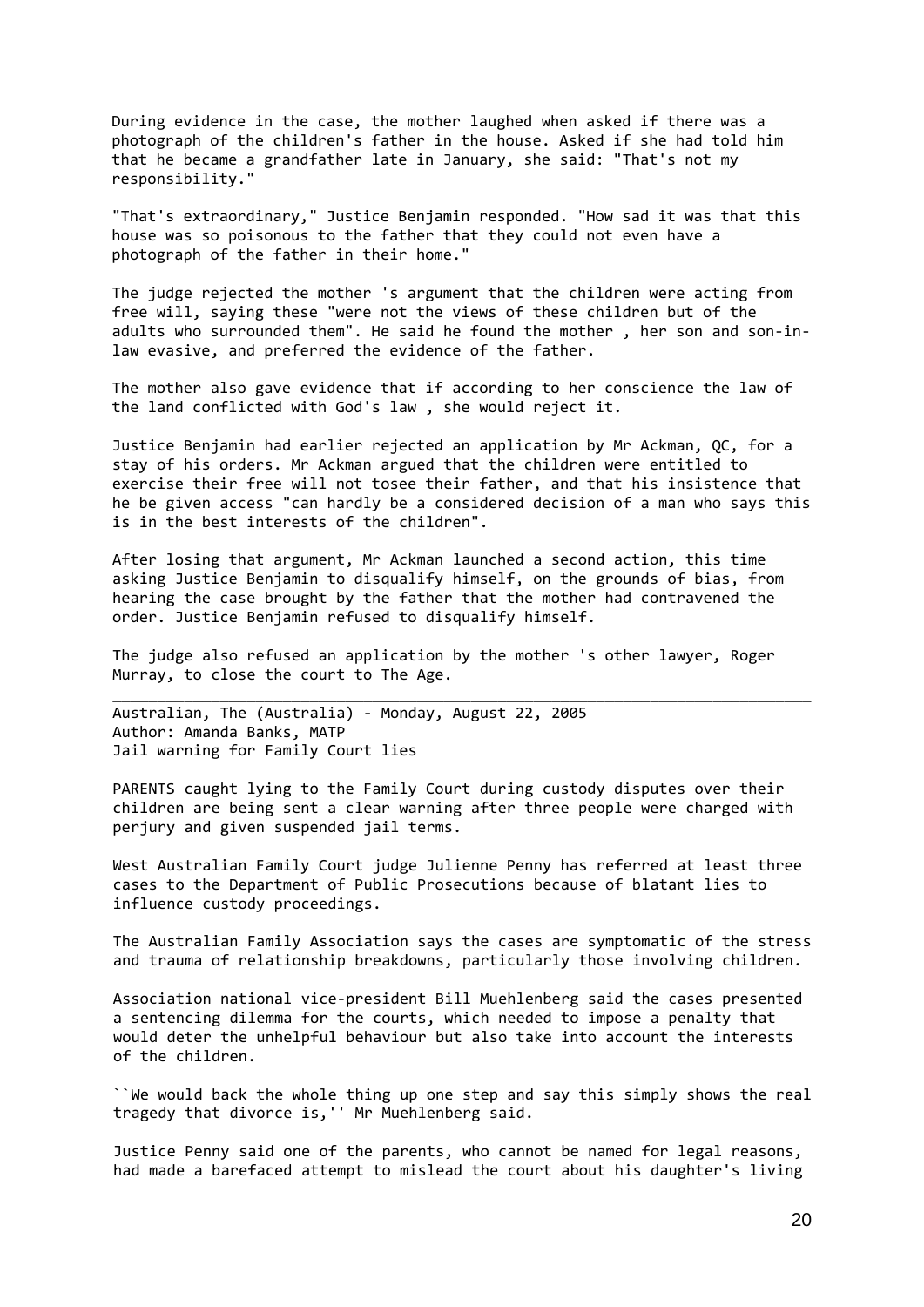During evidence in the case, the mother laughed when asked if there was a photograph of the children's father in the house. Asked if she had told him that he became a grandfather late in January, she said: "That's not my responsibility."

"That's extraordinary," Justice Benjamin responded. "How sad it was that this house was so poisonous to the father that they could not even have a photograph of the father in their home."

The judge rejected the mother 's argument that the children were acting from free will, saying these "were not the views of these children but of the adults who surrounded them". He said he found the mother , her son and son-in-law evasive, and preferred the evidence of the father.

The mother also gave evidence that if according to her conscience the law of the land conflicted with God's law , she would reject it.

Justice Benjamin had earlier rejected an application by Mr Ackman, QC, for a stay of his orders. Mr Ackman argued that the children were entitled to exercise their free will not tosee their father, and that his insistence that he be given access "can hardly be a considered decision of a man who says this is in the best interests of the children".

After losing that argument, Mr Ackman launched a second action, this time asking Justice Benjamin to disqualify himself, on the grounds of bias, from hearing the case brought by the father that the mother had contravened the order. Justice Benjamin refused to disqualify himself.

The judge also refused an application by the mother 's other lawyer, Roger Murray, to close the court to The Age.

---

Australian, The (Australia) - Monday, August 22, 2005
Author: Amanda Banks, MATP
Jail warning for Family Court lies

PARENTS caught lying to the Family Court during custody disputes over their children are being sent a clear warning after three people were charged with perjury and given suspended jail terms.

West Australian Family Court judge Julienne Penny has referred at least three cases to the Department of Public Prosecutions because of blatant lies to influence custody proceedings.

The Australian Family Association says the cases are symptomatic of the stress and trauma of relationship breakdowns, particularly those involving children.

Association national vice-president Bill Muehlenberg said the cases presented a sentencing dilemma for the courts, which needed to impose a penalty that would deter the unhelpful behaviour but also take into account the interests of the children.

``We would back the whole thing up one step and say this simply shows the real tragedy that divorce is,'' Mr Muehlenberg said.

Justice Penny said one of the parents, who cannot be named for legal reasons, had made a barefaced attempt to mislead the court about his daughter's living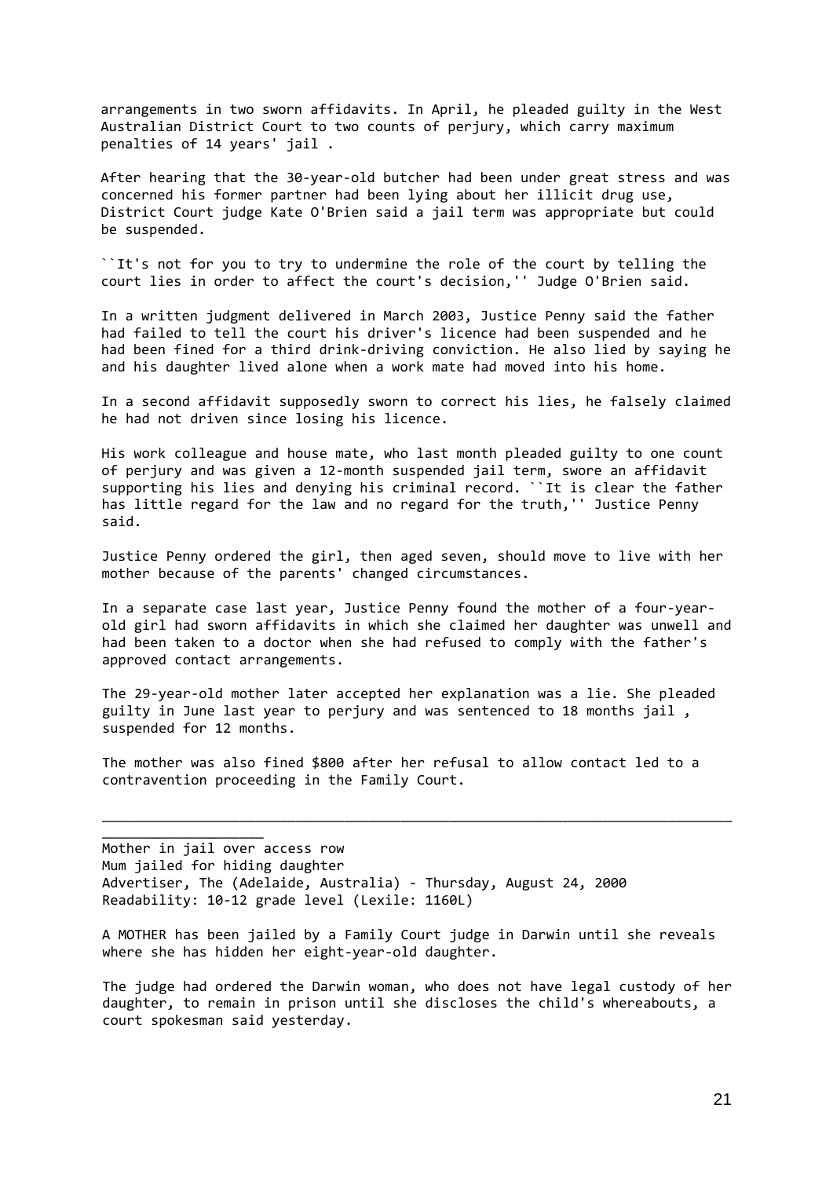arrangements in two sworn affidavits. In April, he pleaded guilty in the West Australian District Court to two counts of perjury, which carry maximum penalties of 14 years' jail .

After hearing that the 30-year-old butcher had been under great stress and was concerned his former partner had been lying about her illicit drug use, District Court judge Kate O'Brien said a jail term was appropriate but could be suspended.

``It's not for you to try to undermine the role of the court by telling the court lies in order to affect the court's decision,'' Judge O'Brien said.

In a written judgment delivered in March 2003, Justice Penny said the father had failed to tell the court his driver's licence had been suspended and he had been fined for a third drink-driving conviction. He also lied by saying he and his daughter lived alone when a work mate had moved into his home.

In a second affidavit supposedly sworn to correct his lies, he falsely claimed he had not driven since losing his licence.

His work colleague and house mate, who last month pleaded guilty to one count of perjury and was given a 12-month suspended jail term, swore an affidavit supporting his lies and denying his criminal record. ``It is clear the father has little regard for the law and no regard for the truth,'' Justice Penny said.

Justice Penny ordered the girl, then aged seven, should move to live with her mother because of the parents' changed circumstances.

In a separate case last year, Justice Penny found the mother of a four-year-old girl had sworn affidavits in which she claimed her daughter was unwell and had been taken to a doctor when she had refused to comply with the father's approved contact arrangements.

The 29-year-old mother later accepted her explanation was a lie. She pleaded guilty in June last year to perjury and was sentenced to 18 months jail , suspended for 12 months.

The mother was also fined $800 after her refusal to allow contact led to a contravention proceeding in the Family Court.

---

Mother in jail over access row
Mum jailed for hiding daughter
Advertiser, The (Adelaide, Australia) - Thursday, August 24, 2000
Readability: 10-12 grade level (Lexile: 1160L)

A MOTHER has been jailed by a Family Court judge in Darwin until she reveals where she has hidden her eight-year-old daughter.

The judge had ordered the Darwin woman, who does not have legal custody of her daughter, to remain in prison until she discloses the child's whereabouts, a court spokesman said yesterday.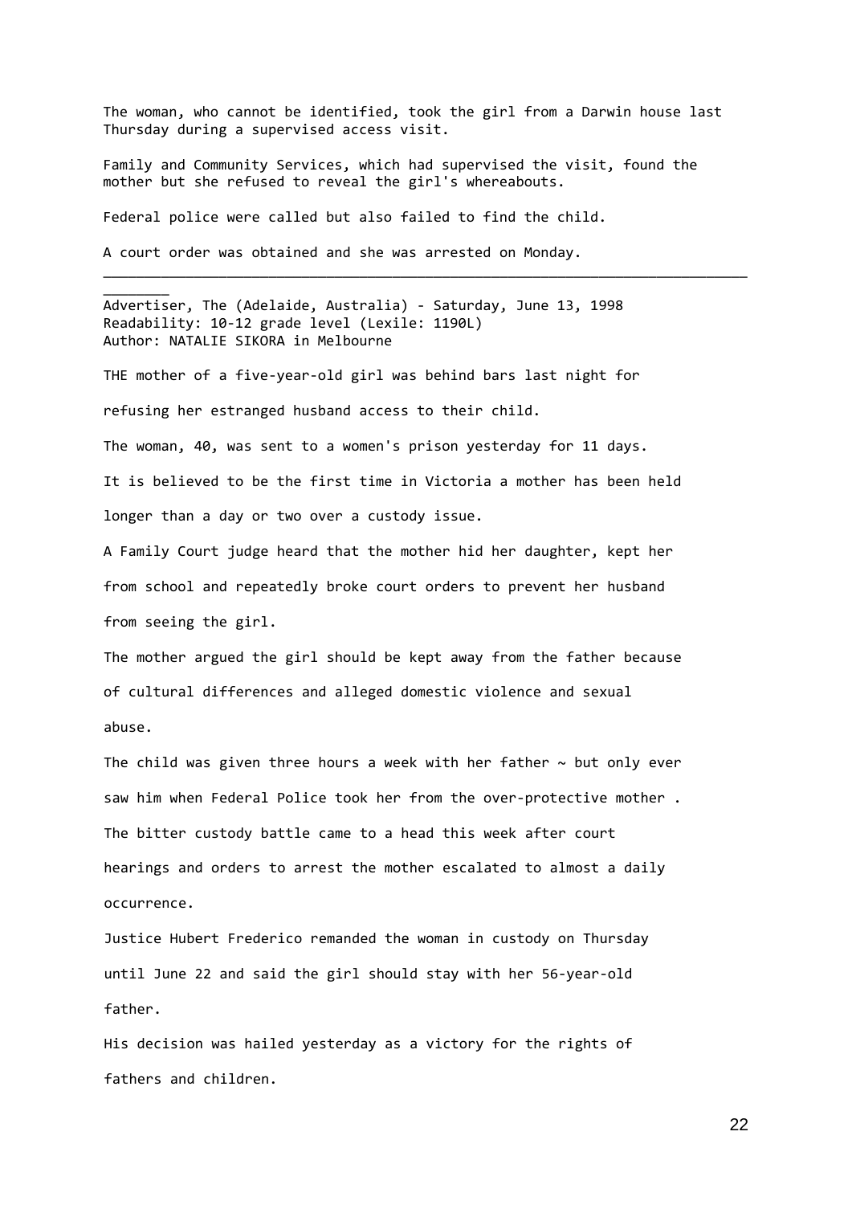The woman, who cannot be identified, took the girl from a Darwin house last Thursday during a supervised access visit.

Family and Community Services, which had supervised the visit, found the mother but she refused to reveal the girl's whereabouts.

Federal police were called but also failed to find the child.

A court order was obtained and she was arrested on Monday.

---

Advertiser, The (Adelaide, Australia) - Saturday, June 13, 1998
Readability: 10-12 grade level (Lexile: 1190L)
Author: NATALIE SIKORA in Melbourne

THE mother of a five-year-old girl was behind bars last night for refusing her estranged husband access to their child.

The woman, 40, was sent to a women's prison yesterday for 11 days.

It is believed to be the first time in Victoria a mother has been held longer than a day or two over a custody issue.

A Family Court judge heard that the mother hid her daughter, kept her from school and repeatedly broke court orders to prevent her husband from seeing the girl.

The mother argued the girl should be kept away from the father because of cultural differences and alleged domestic violence and sexual abuse.

The child was given three hours a week with her father ~ but only ever saw him when Federal Police took her from the over-protective mother .

The bitter custody battle came to a head this week after court hearings and orders to arrest the mother escalated to almost a daily occurrence.

Justice Hubert Frederico remanded the woman in custody on Thursday until June 22 and said the girl should stay with her 56-year-old father.

His decision was hailed yesterday as a victory for the rights of fathers and children.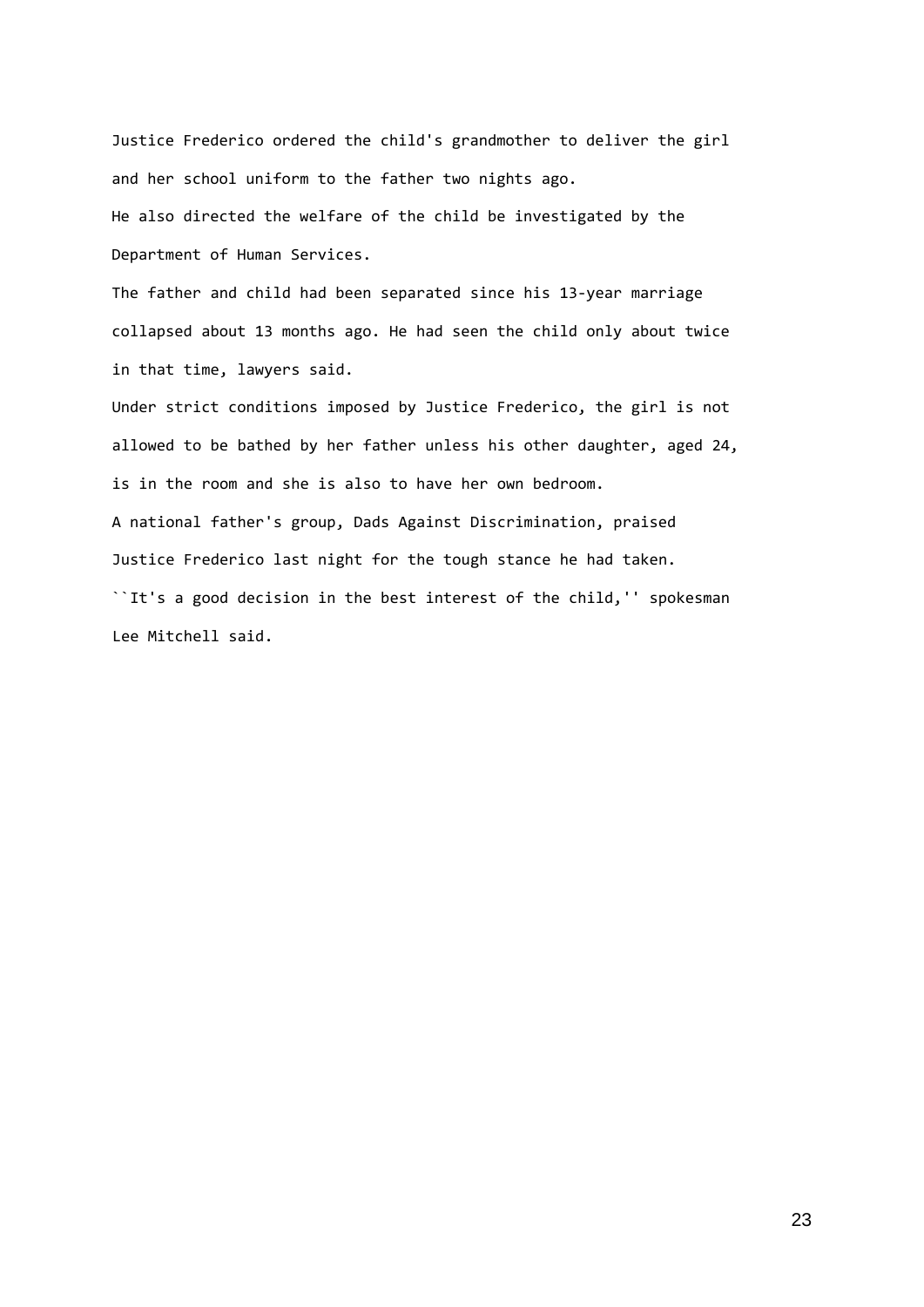Justice Frederico ordered the child's grandmother to deliver the girl and her school uniform to the father two nights ago.

He also directed the welfare of the child be investigated by the Department of Human Services.

The father and child had been separated since his 13-year marriage collapsed about 13 months ago. He had seen the child only about twice in that time, lawyers said.

Under strict conditions imposed by Justice Frederico, the girl is not allowed to be bathed by her father unless his other daughter, aged 24, is in the room and she is also to have her own bedroom.

A national father's group, Dads Against Discrimination, praised Justice Frederico last night for the tough stance he had taken.

``It's a good decision in the best interest of the child,'' spokesman Lee Mitchell said.